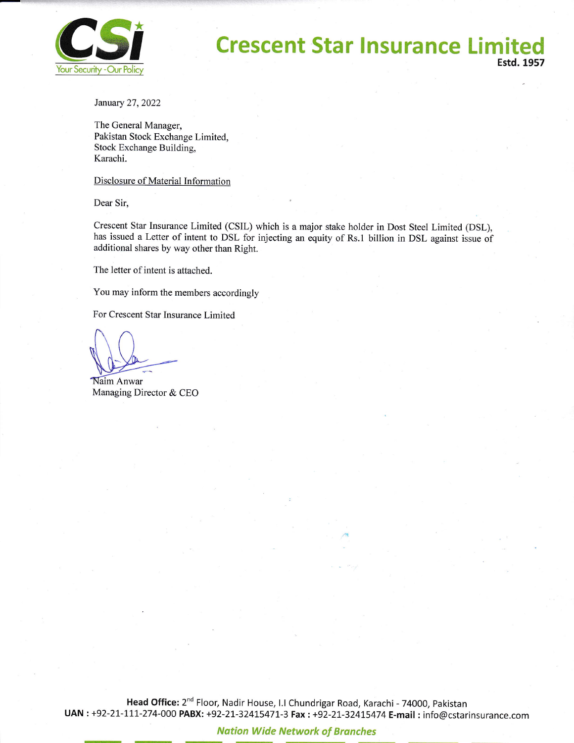# Crescent Star Insurance Limited

**Estd. 1957**

Your Security - Our Policy

January 27, 2022

The General Manager,
Pakistan Stock Exchange Limited,
Stock Exchange Building,
Karachi.

Disclosure of Material Information

Dear Sir,

Crescent Star Insurance Limited (CSIL) which is a major stake holder in Dost Steel Limited (DSL), has issued a Letter of intent to DSL for injecting an equity of Rs.1 billion in DSL against issue of additional shares by way other than Right.

The letter of intent is attached.

You may inform the members accordingly

For Crescent Star Insurance Limited

Naim Anwar
Managing Director & CEO

**Head Office:** 2nd Floor, Nadir House, I.I Chundrigar Road, Karachi - 74000, Pakistan
**UAN :** +92-21-111-274-000 **PABX:** +92-21-32415471-3 **Fax :** +92-21-32415474 **E-mail :** info@cstarinsurance.com

*Nation Wide Network of Branches*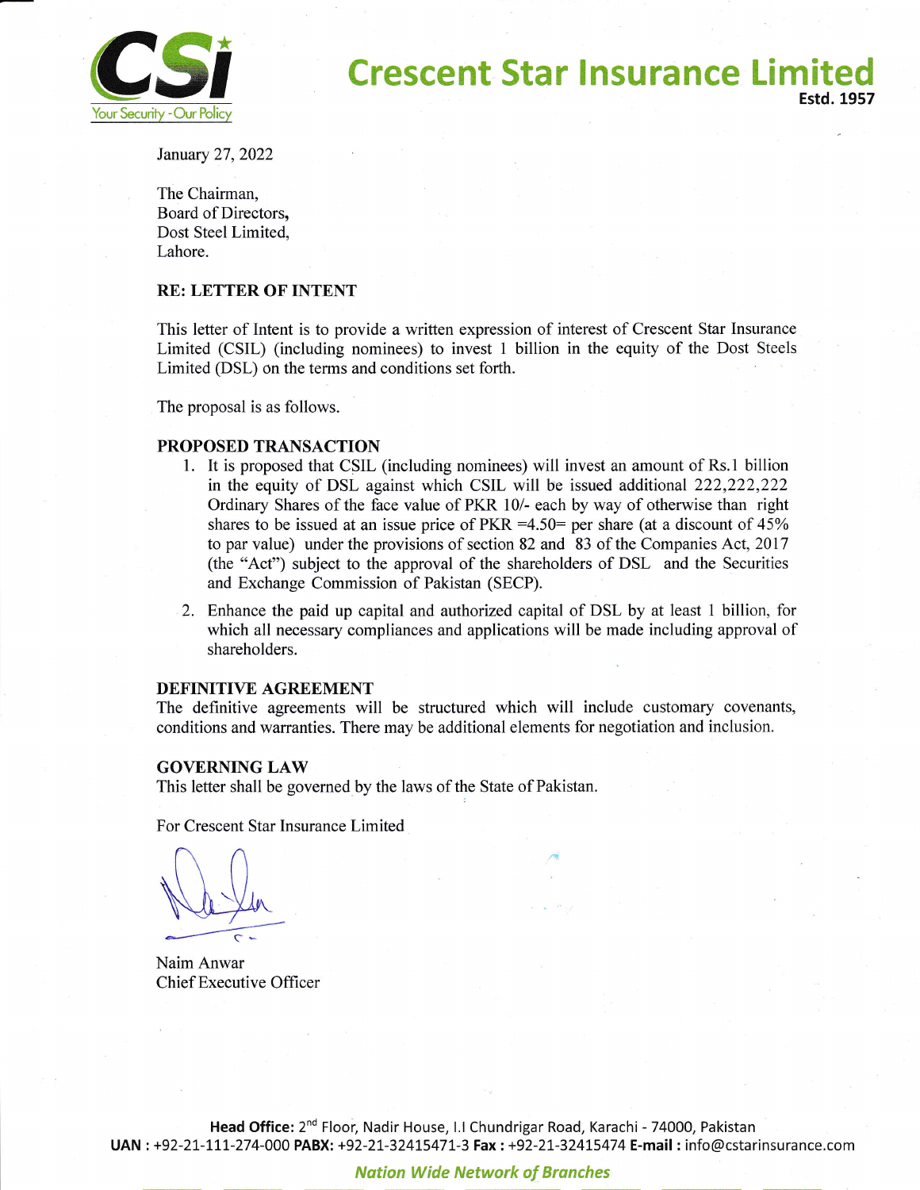**Crescent Star Insurance Limited**
**Estd. 1957**

January 27, 2022

The Chairman,
Board of Directors,
Dost Steel Limited,
Lahore.

**RE: LETTER OF INTENT**

This letter of Intent is to provide a written expression of interest of Crescent Star Insurance Limited (CSIL) (including nominees) to invest 1 billion in the equity of the Dost Steels Limited (DSL) on the terms and conditions set forth.

The proposal is as follows.

**PROPOSED TRANSACTION**

1. It is proposed that CSIL (including nominees) will invest an amount of Rs.1 billion in the equity of DSL against which CSIL will be issued additional 222,222,222 Ordinary Shares of the face value of PKR 10/- each by way of otherwise than right shares to be issued at an issue price of PKR =4.50= per share (at a discount of 45% to par value) under the provisions of section 82 and 83 of the Companies Act, 2017 (the "Act") subject to the approval of the shareholders of DSL and the Securities and Exchange Commission of Pakistan (SECP).
2. Enhance the paid up capital and authorized capital of DSL by at least 1 billion, for which all necessary compliances and applications will be made including approval of shareholders.

**DEFINITIVE AGREEMENT**

The definitive agreements will be structured which will include customary covenants, conditions and warranties. There may be additional elements for negotiation and inclusion.

**GOVERNING LAW**

This letter shall be governed by the laws of the State of Pakistan.

For Crescent Star Insurance Limited

Naim Anwar
Chief Executive Officer

**Head Office:** 2nd Floor, Nadir House, I.I Chundrigar Road, Karachi - 74000, Pakistan
**UAN :** +92-21-111-274-000 **PABX:** +92-21-32415471-3 **Fax :** +92-21-32415474 **E-mail :** info@cstarinsurance.com

*Nation Wide Network of Branches*